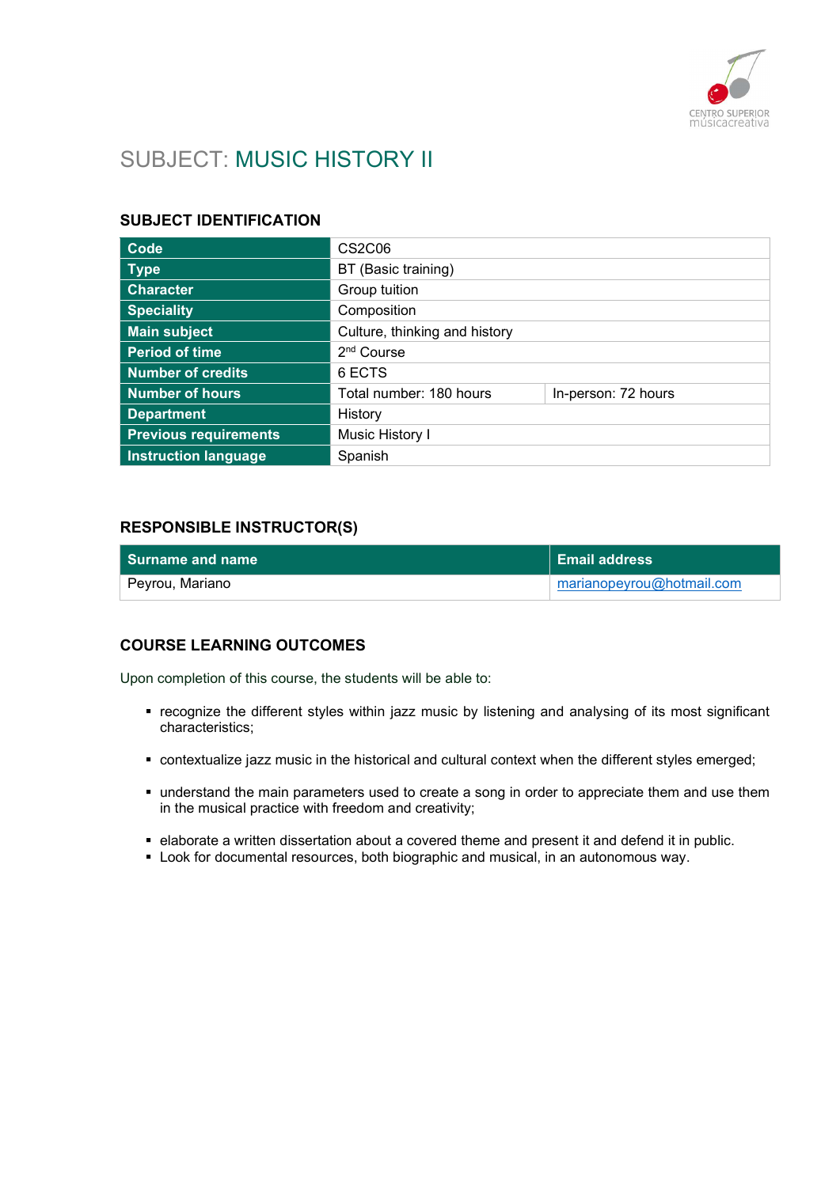# SUBJECT: MUSIC HISTORY II

## SUBJECT IDENTIFICATION

| Code | CS2C06 | |
|---|---|---|
| Type | BT (Basic training) | |
| Character | Group tuition | |
| Speciality | Composition | |
| Main subject | Culture, thinking and history | |
| Period of time | 2nd Course | |
| Number of credits | 6 ECTS | |
| Number of hours | Total number: 180 hours | In-person: 72 hours |
| Department | History | |
| Previous requirements | Music History I | |
| Instruction language | Spanish | |

## RESPONSIBLE INSTRUCTOR(S)

| Surname and name | Email address |
|---|---|
| Peyrou, Mariano | marianopeyrou@hotmail.com |

## COURSE LEARNING OUTCOMES

Upon completion of this course, the students will be able to:

- recognize the different styles within jazz music by listening and analysing of its most significant characteristics;
- contextualize jazz music in the historical and cultural context when the different styles emerged;
- understand the main parameters used to create a song in order to appreciate them and use them in the musical practice with freedom and creativity;
- elaborate a written dissertation about a covered theme and present it and defend it in public.
- Look for documental resources, both biographic and musical, in an autonomous way.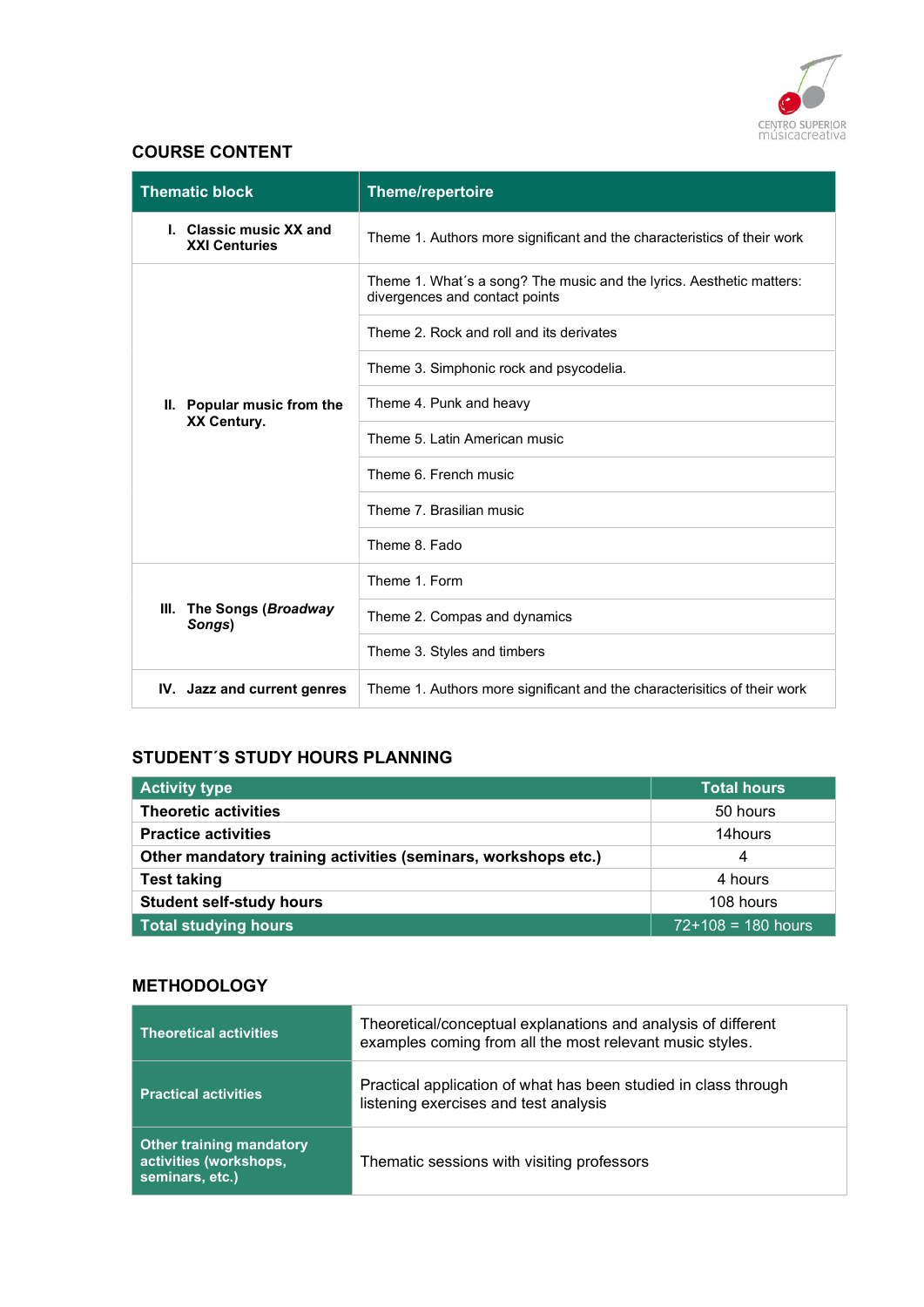## COURSE CONTENT

| Thematic block | Theme/repertoire |
|---|---|
| I. Classic music XX and XXI Centuries | Theme 1. Authors more significant and the characteristics of their work |
| II. Popular music from the XX Century. | Theme 1. What´s a song? The music and the lyrics. Aesthetic matters: divergences and contact points |
| | Theme 2. Rock and roll and its derivates |
| | Theme 3. Simphonic rock and psycodelia. |
| | Theme 4. Punk and heavy |
| | Theme 5. Latin American music |
| | Theme 6. French music |
| | Theme 7. Brasilian music |
| | Theme 8. Fado |
| III. The Songs (*Broadway Songs*) | Theme 1. Form |
| | Theme 2. Compas and dynamics |
| | Theme 3. Styles and timbers |
| IV. Jazz and current genres | Theme 1. Authors more significant and the characterisitics of their work |

## STUDENT´S STUDY HOURS PLANNING

| Activity type | Total hours |
|---|---|
| **Theoretic activities** | 50 hours |
| **Practice activities** | 14hours |
| **Other mandatory training activities (seminars, workshops etc.)** | 4 |
| **Test taking** | 4 hours |
| **Student self-study hours** | 108 hours |
| **Total studying hours** | 72+108 = 180 hours |

## METHODOLOGY

| | |
|---|---|
| **Theoretical activities** | Theoretical/conceptual explanations and analysis of different examples coming from all the most relevant music styles. |
| **Practical activities** | Practical application of what has been studied in class through listening exercises and test analysis |
| **Other training mandatory activities (workshops, seminars, etc.)** | Thematic sessions with visiting professors |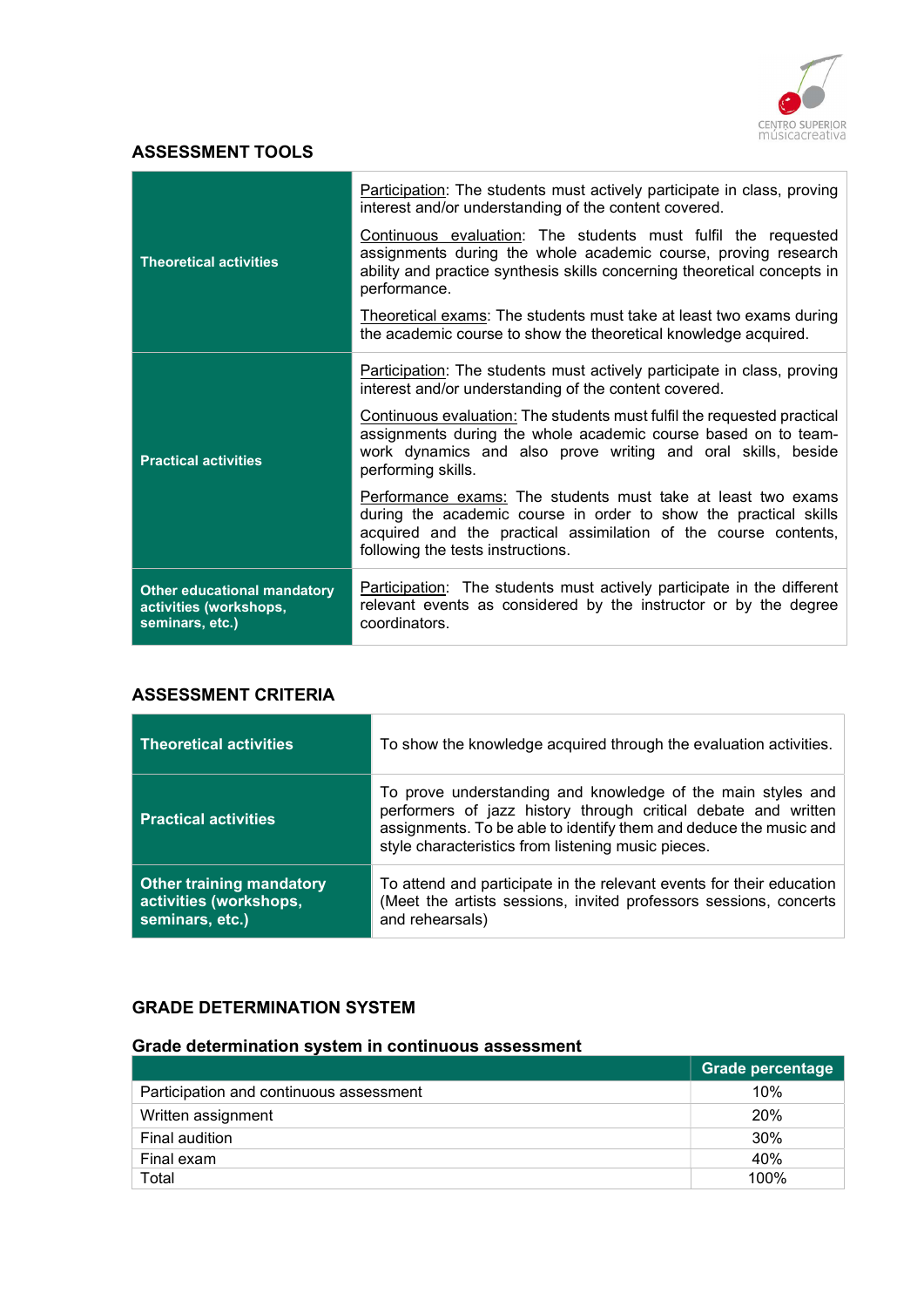## ASSESSMENT TOOLS

| | |
|---|---|
| **Theoretical activities** | Participation: The students must actively participate in class, proving interest and/or understanding of the content covered.<br><br>Continuous evaluation: The students must fulfil the requested assignments during the whole academic course, proving research ability and practice synthesis skills concerning theoretical concepts in performance.<br><br>Theoretical exams: The students must take at least two exams during the academic course to show the theoretical knowledge acquired. |
| **Practical activities** | Participation: The students must actively participate in class, proving interest and/or understanding of the content covered.<br><br>Continuous evaluation: The students must fulfil the requested practical assignments during the whole academic course based on to team-work dynamics and also prove writing and oral skills, beside performing skills.<br><br>Performance exams: The students must take at least two exams during the academic course in order to show the practical skills acquired and the practical assimilation of the course contents, following the tests instructions. |
| **Other educational mandatory activities (workshops, seminars, etc.)** | Participation: The students must actively participate in the different relevant events as considered by the instructor or by the degree coordinators. |

## ASSESSMENT CRITERIA

| | |
|---|---|
| **Theoretical activities** | To show the knowledge acquired through the evaluation activities. |
| **Practical activities** | To prove understanding and knowledge of the main styles and performers of jazz history through critical debate and written assignments. To be able to identify them and deduce the music and style characteristics from listening music pieces. |
| **Other training mandatory activities (workshops, seminars, etc.)** | To attend and participate in the relevant events for their education (Meet the artists sessions, invited professors sessions, concerts and rehearsals) |

## GRADE DETERMINATION SYSTEM

### Grade determination system in continuous assessment

| | Grade percentage |
|---|---|
| Participation and continuous assessment | 10% |
| Written assignment | 20% |
| Final audition | 30% |
| Final exam | 40% |
| Total | 100% |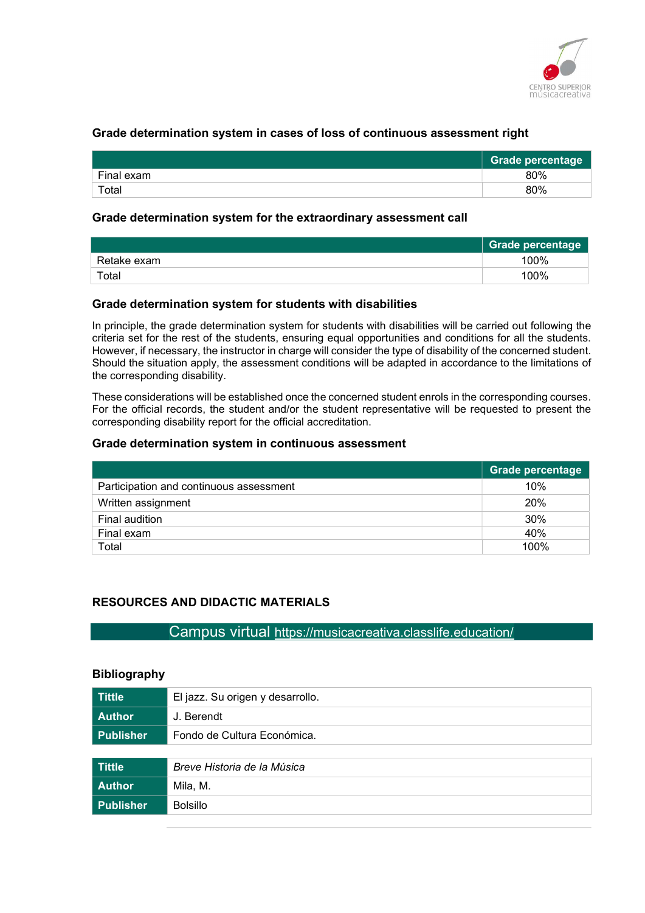### Grade determination system in cases of loss of continuous assessment right

| | Grade percentage |
|---|---|
| Final exam | 80% |
| Total | 80% |

### Grade determination system for the extraordinary assessment call

| | Grade percentage |
|---|---|
| Retake exam | 100% |
| Total | 100% |

### Grade determination system for students with disabilities

In principle, the grade determination system for students with disabilities will be carried out following the criteria set for the rest of the students, ensuring equal opportunities and conditions for all the students. However, if necessary, the instructor in charge will consider the type of disability of the concerned student. Should the situation apply, the assessment conditions will be adapted in accordance to the limitations of the corresponding disability.

These considerations will be established once the concerned student enrols in the corresponding courses. For the official records, the student and/or the student representative will be requested to present the corresponding disability report for the official accreditation.

### Grade determination system in continuous assessment

| | Grade percentage |
|---|---|
| Participation and continuous assessment | 10% |
| Written assignment | 20% |
| Final audition | 30% |
| Final exam | 40% |
| Total | 100% |

## RESOURCES AND DIDACTIC MATERIALS

Campus virtual https://musicacreativa.classlife.education/

### Bibliography

| | |
|---|---|
| **Tittle** | El jazz. Su origen y desarrollo. |
| **Author** | J. Berendt |
| **Publisher** | Fondo de Cultura Económica. |

| | |
|---|---|
| **Tittle** | *Breve Historia de la Música* |
| **Author** | Mila, M. |
| **Publisher** | Bolsillo |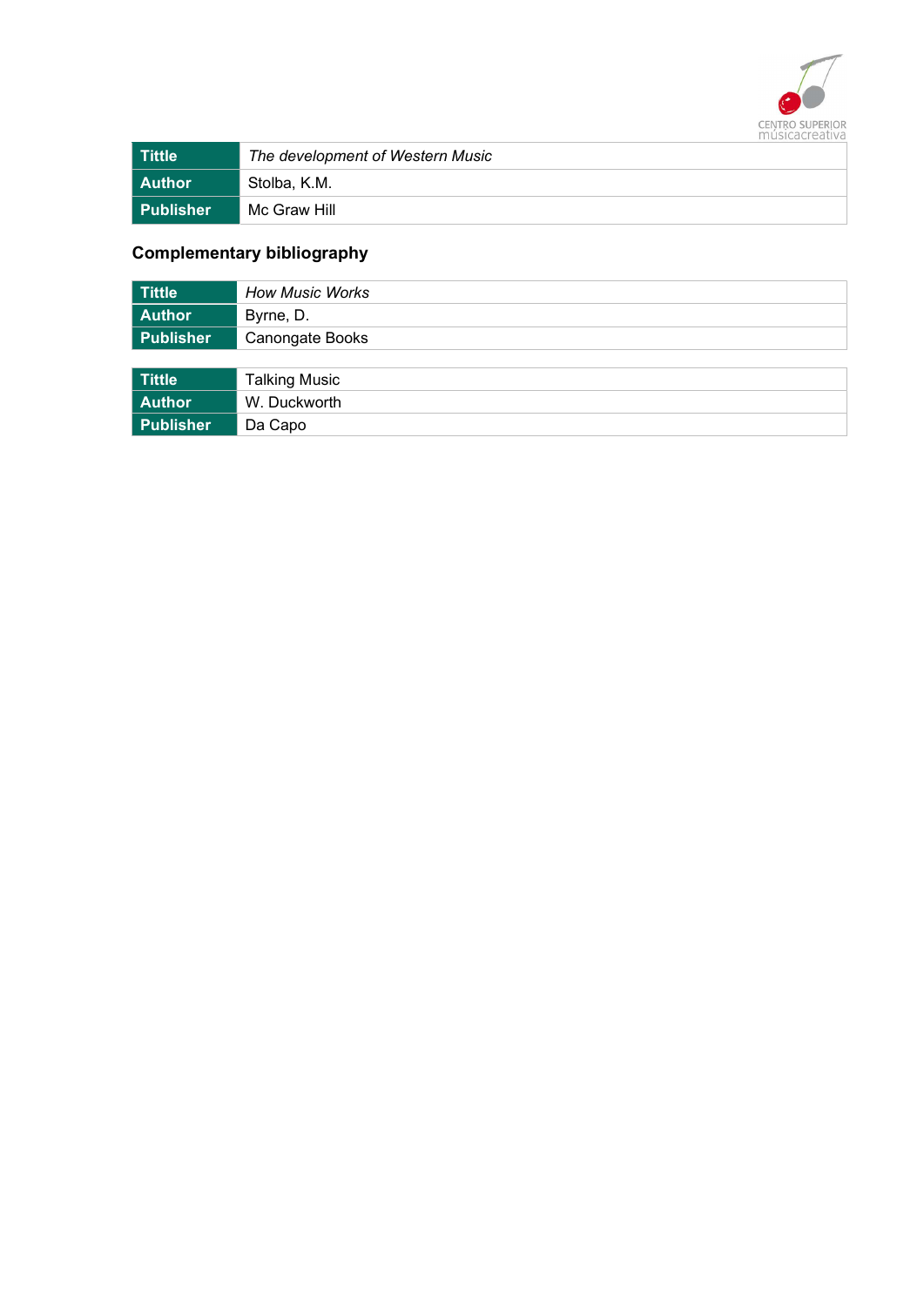| | |
|---|---|
| **Tittle** | *The development of Western Music* |
| **Author** | Stolba, K.M. |
| **Publisher** | Mc Graw Hill |

## Complementary bibliography

| | |
|---|---|
| **Tittle** | *How Music Works* |
| **Author** | Byrne, D. |
| **Publisher** | Canongate Books |

| | |
|---|---|
| **Tittle** | Talking Music |
| **Author** | W. Duckworth |
| **Publisher** | Da Capo |